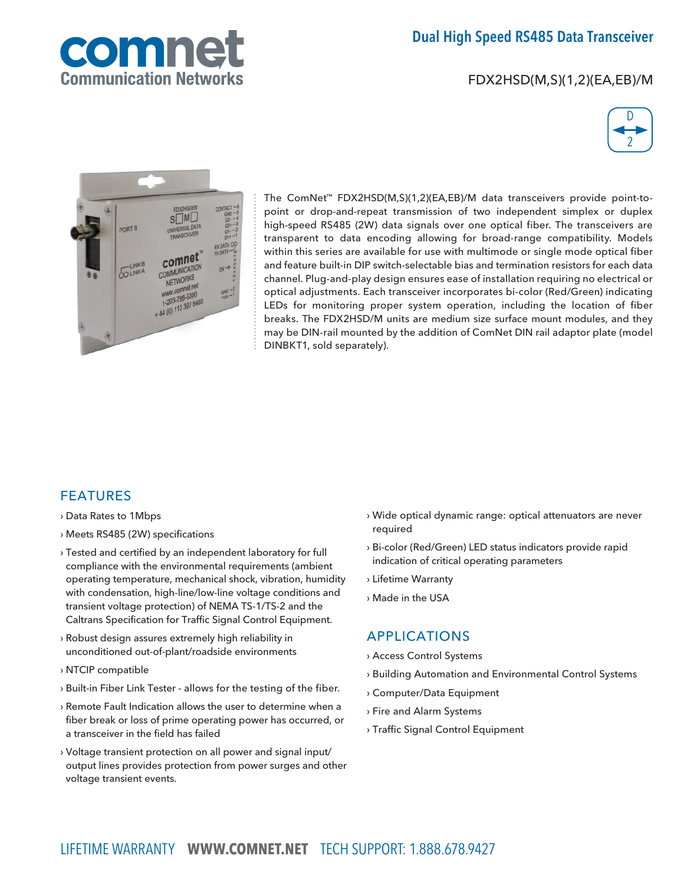comnet
Communication Networks

# Dual High Speed RS485 Data Transceiver

FDX2HSD(M,S)(1,2)(EA,EB)/M

The ComNet™ FDX2HSD(M,S)(1,2)(EA,EB)/M data transceivers provide point-to-point or drop-and-repeat transmission of two independent simplex or duplex high-speed RS485 (2W) data signals over one optical fiber. The transceivers are transparent to data encoding allowing for broad-range compatibility. Models within this series are available for use with multimode or single mode optical fiber and feature built-in DIP switch-selectable bias and termination resistors for each data channel. Plug-and-play design ensures ease of installation requiring no electrical or optical adjustments. Each transceiver incorporates bi-color (Red/Green) indicating LEDs for monitoring proper system operation, including the location of fiber breaks. The FDX2HSD/M units are medium size surface mount modules, and they may be DIN-rail mounted by the addition of ComNet DIN rail adaptor plate (model DINBKT1, sold separately).

## FEATURES

- Data Rates to 1Mbps
- Meets RS485 (2W) specifications
- Tested and certified by an independent laboratory for full compliance with the environmental requirements (ambient operating temperature, mechanical shock, vibration, humidity with condensation, high-line/low-line voltage conditions and transient voltage protection) of NEMA TS-1/TS-2 and the Caltrans Specification for Traffic Signal Control Equipment.
- Robust design assures extremely high reliability in unconditioned out-of-plant/roadside environments
- NTCIP compatible
- Built-in Fiber Link Tester - allows for the testing of the fiber.
- Remote Fault Indication allows the user to determine when a fiber break or loss of prime operating power has occurred, or a transceiver in the field has failed
- Voltage transient protection on all power and signal input/output lines provides protection from power surges and other voltage transient events.
- Wide optical dynamic range: optical attenuators are never required
- Bi-color (Red/Green) LED status indicators provide rapid indication of critical operating parameters
- Lifetime Warranty
- Made in the USA

## APPLICATIONS

- Access Control Systems
- Building Automation and Environmental Control Systems
- Computer/Data Equipment
- Fire and Alarm Systems
- Traffic Signal Control Equipment

LIFETIME WARRANTY **WWW.COMNET.NET** TECH SUPPORT: 1.888.678.9427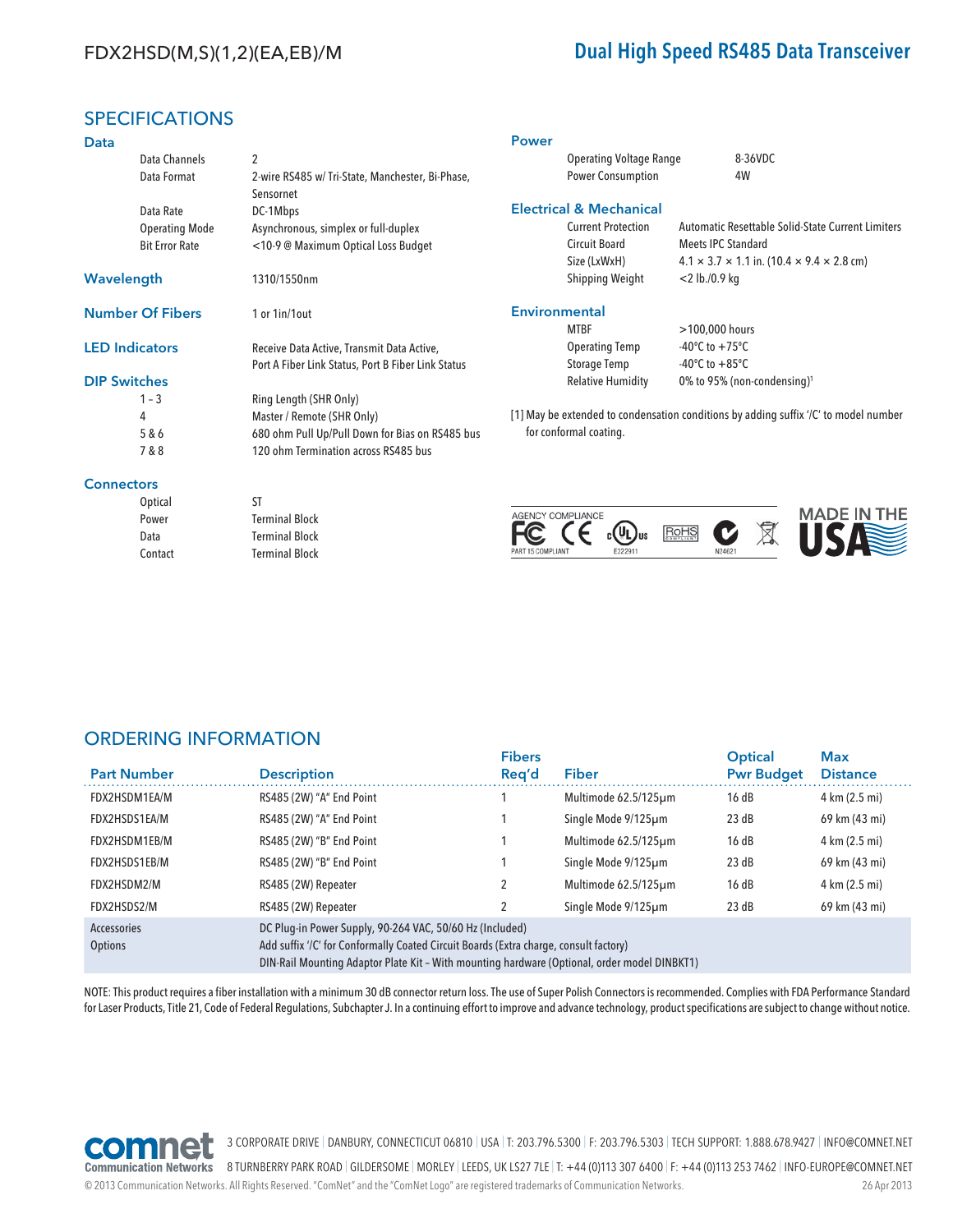# SPECIFICATIONS

## Data

| | |
|---|---|
| Data Channels | 2 |
| Data Format | 2-wire RS485 w/ Tri-State, Manchester, Bi-Phase, Sensornet |
| Data Rate | DC-1Mbps |
| Operating Mode | Asynchronous, simplex or full-duplex |
| Bit Error Rate | <10-9 @ Maximum Optical Loss Budget |

## Wavelength

1310/1550nm

## Number Of Fibers

1 or 1in/1out

## LED Indicators

Receive Data Active, Transmit Data Active, Port A Fiber Link Status, Port B Fiber Link Status

## DIP Switches

| | |
|---|---|
| 1 – 3 | Ring Length (SHR Only) |
| 4 | Master / Remote (SHR Only) |
| 5 & 6 | 680 ohm Pull Up/Pull Down for Bias on RS485 bus |
| 7 & 8 | 120 ohm Termination across RS485 bus |

## Connectors

| | |
|---|---|
| Optical | ST |
| Power | Terminal Block |
| Data | Terminal Block |
| Contact | Terminal Block |

## Power

| | |
|---|---|
| Operating Voltage Range | 8-36VDC |
| Power Consumption | 4W |

## Electrical & Mechanical

| | |
|---|---|
| Current Protection | Automatic Resettable Solid-State Current Limiters |
| Circuit Board | Meets IPC Standard |
| Size (LxWxH) | 4.1 × 3.7 × 1.1 in. (10.4 × 9.4 × 2.8 cm) |
| Shipping Weight | <2 lb./0.9 kg |

## Environmental

| | |
|---|---|
| MTBF | >100,000 hours |
| Operating Temp | -40°C to +75°C |
| Storage Temp | -40°C to +85°C |
| Relative Humidity | 0% to 95% (non-condensing)[1] |

[1] May be extended to condensation conditions by adding suffix '/C' to model number for conformal coating.

AGENCY COMPLIANCE: FC PART 15 COMPLIANT, CE, cULus E322911, RoHS, N24621

MADE IN THE USA

# ORDERING INFORMATION

| Part Number | Description | Fibers Req'd | Fiber | Optical Pwr Budget | Max Distance |
|---|---|---|---|---|---|
| FDX2HSDM1EA/M | RS485 (2W) "A" End Point | 1 | Multimode 62.5/125µm | 16 dB | 4 km (2.5 mi) |
| FDX2HSDS1EA/M | RS485 (2W) "A" End Point | 1 | Single Mode 9/125µm | 23 dB | 69 km (43 mi) |
| FDX2HSDM1EB/M | RS485 (2W) "B" End Point | 1 | Multimode 62.5/125µm | 16 dB | 4 km (2.5 mi) |
| FDX2HSDS1EB/M | RS485 (2W) "B" End Point | 1 | Single Mode 9/125µm | 23 dB | 69 km (43 mi) |
| FDX2HSDM2/M | RS485 (2W) Repeater | 2 | Multimode 62.5/125µm | 16 dB | 4 km (2.5 mi) |
| FDX2HSDS2/M | RS485 (2W) Repeater | 2 | Single Mode 9/125µm | 23 dB | 69 km (43 mi) |
| Accessories | DC Plug-in Power Supply, 90-264 VAC, 50/60 Hz (Included) | | | | |
| Options | Add suffix '/C' for Conformally Coated Circuit Boards (Extra charge, consult factory) | | | | |
| | DIN-Rail Mounting Adaptor Plate Kit – With mounting hardware (Optional, order model DINBKT1) | | | | |

NOTE: This product requires a fiber installation with a minimum 30 dB connector return loss. The use of Super Polish Connectors is recommended. Complies with FDA Performance Standard for Laser Products, Title 21, Code of Federal Regulations, Subchapter J. In a continuing effort to improve and advance technology, product specifications are subject to change without notice.

comnet Communication Networks

3 CORPORATE DRIVE | DANBURY, CONNECTICUT 06810 | USA | T: 203.796.5300 | F: 203.796.5303 | TECH SUPPORT: 1.888.678.9427 | INFO@COMNET.NET

8 TURNBERRY PARK ROAD | GILDERSOME | MORLEY | LEEDS, UK LS27 7LE | T: +44 (0)113 307 6400 | F: +44 (0)113 253 7462 | INFO-EUROPE@COMNET.NET

© 2013 Communication Networks. All Rights Reserved. "ComNet" and the "ComNet Logo" are registered trademarks of Communication Networks. 26 Apr 2013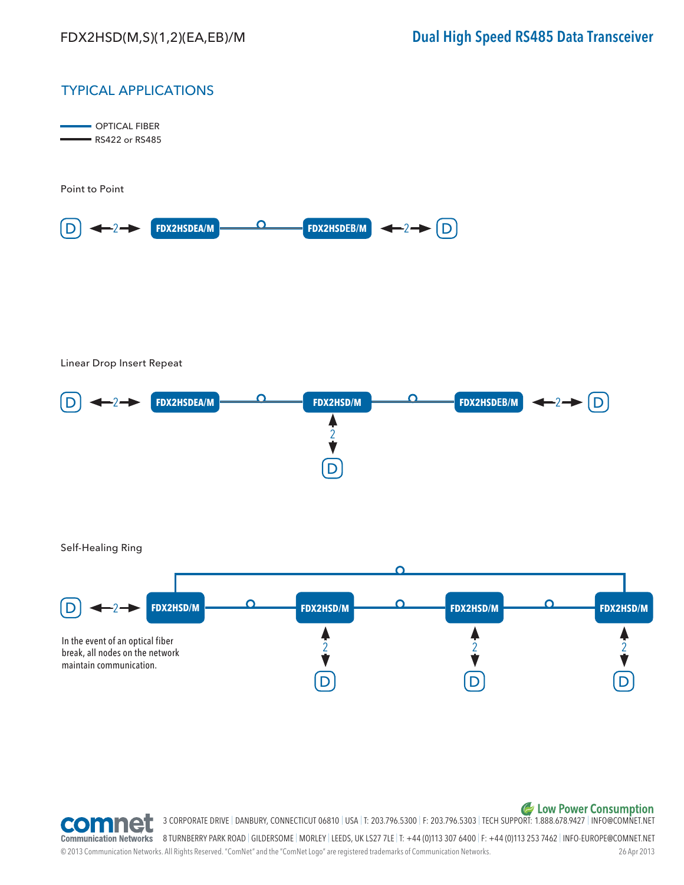## TYPICAL APPLICATIONS

OPTICAL FIBER
RS422 or RS485

Point to Point

D ←2→ FDX2HSDEA/M — FDX2HSDEB/M ←2→ D

Linear Drop Insert Repeat

D ←2→ FDX2HSDEA/M — FDX2HSD/M — FDX2HSDEB/M ←2→ D

2

D

Self-Healing Ring

D ←2→ FDX2HSD/M — FDX2HSD/M — FDX2HSD/M — FDX2HSD/M

2 2 2

D D D

In the event of an optical fiber break, all nodes on the network maintain communication.

Low Power Consumption

3 CORPORATE DRIVE | DANBURY, CONNECTICUT 06810 | USA | T: 203.796.5300 | F: 203.796.5303 | TECH SUPPORT: 1.888.678.9427 | INFO@COMNET.NET

8 TURNBERRY PARK ROAD | GILDERSOME | MORLEY | LEEDS, UK LS27 7LE | T: +44 (0)113 307 6400 | F: +44 (0)113 253 7462 | INFO-EUROPE@COMNET.NET

© 2013 Communication Networks. All Rights Reserved. "ComNet" and the "ComNet Logo" are registered trademarks of Communication Networks. 26 Apr 2013